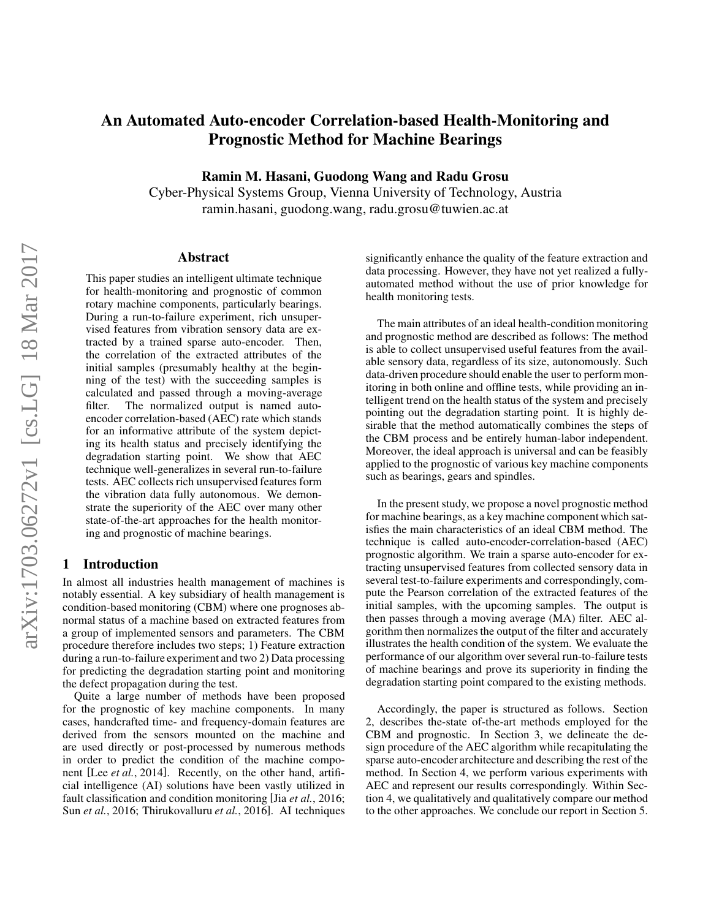# An Automated Auto-encoder Correlation-based Health-Monitoring and Prognostic Method for Machine Bearings

**Ramin M. Hasani, Guodong Wang and Radu Grosu**

Cyber-Physical Systems Group, Vienna University of Technology, Austria
ramin.hasani, guodong.wang, radu.grosu@tuwien.ac.at

## Abstract

This paper studies an intelligent ultimate technique for health-monitoring and prognostic of common rotary machine components, particularly bearings. During a run-to-failure experiment, rich unsupervised features from vibration sensory data are extracted by a trained sparse auto-encoder. Then, the correlation of the extracted attributes of the initial samples (presumably healthy at the beginning of the test) with the succeeding samples is calculated and passed through a moving-average filter. The normalized output is named auto-encoder correlation-based (AEC) rate which stands for an informative attribute of the system depicting its health status and precisely identifying the degradation starting point. We show that AEC technique well-generalizes in several run-to-failure tests. AEC collects rich unsupervised features form the vibration data fully autonomous. We demonstrate the superiority of the AEC over many other state-of-the-art approaches for the health monitoring and prognostic of machine bearings.

## 1 Introduction

In almost all industries health management of machines is notably essential. A key subsidiary of health management is condition-based monitoring (CBM) where one prognoses abnormal status of a machine based on extracted features from a group of implemented sensors and parameters. The CBM procedure therefore includes two steps; 1) Feature extraction during a run-to-failure experiment and two 2) Data processing for predicting the degradation starting point and monitoring the defect propagation during the test.

Quite a large number of methods have been proposed for the prognostic of key machine components. In many cases, handcrafted time- and frequency-domain features are derived from the sensors mounted on the machine and are used directly or post-processed by numerous methods in order to predict the condition of the machine component [Lee *et al.*, 2014]. Recently, on the other hand, artificial intelligence (AI) solutions have been vastly utilized in fault classification and condition monitoring [Jia *et al.*, 2016; Sun *et al.*, 2016; Thirukovalluru *et al.*, 2016]. AI techniques significantly enhance the quality of the feature extraction and data processing. However, they have not yet realized a fully-automated method without the use of prior knowledge for health monitoring tests.

The main attributes of an ideal health-condition monitoring and prognostic method are described as follows: The method is able to collect unsupervised useful features from the available sensory data, regardless of its size, autonomously. Such data-driven procedure should enable the user to perform monitoring in both online and offline tests, while providing an intelligent trend on the health status of the system and precisely pointing out the degradation starting point. It is highly desirable that the method automatically combines the steps of the CBM process and be entirely human-labor independent. Moreover, the ideal approach is universal and can be feasibly applied to the prognostic of various key machine components such as bearings, gears and spindles.

In the present study, we propose a novel prognostic method for machine bearings, as a key machine component which satisfies the main characteristics of an ideal CBM method. The technique is called auto-encoder-correlation-based (AEC) prognostic algorithm. We train a sparse auto-encoder for extracting unsupervised features from collected sensory data in several test-to-failure experiments and correspondingly, compute the Pearson correlation of the extracted features of the initial samples, with the upcoming samples. The output is then passes through a moving average (MA) filter. AEC algorithm then normalizes the output of the filter and accurately illustrates the health condition of the system. We evaluate the performance of our algorithm over several run-to-failure tests of machine bearings and prove its superiority in finding the degradation starting point compared to the existing methods.

Accordingly, the paper is structured as follows. Section 2, describes the-state of-the-art methods employed for the CBM and prognostic. In Section 3, we delineate the design procedure of the AEC algorithm while recapitulating the sparse auto-encoder architecture and describing the rest of the method. In Section 4, we perform various experiments with AEC and represent our results correspondingly. Within Section 4, we qualitatively and qualitatively compare our method to the other approaches. We conclude our report in Section 5.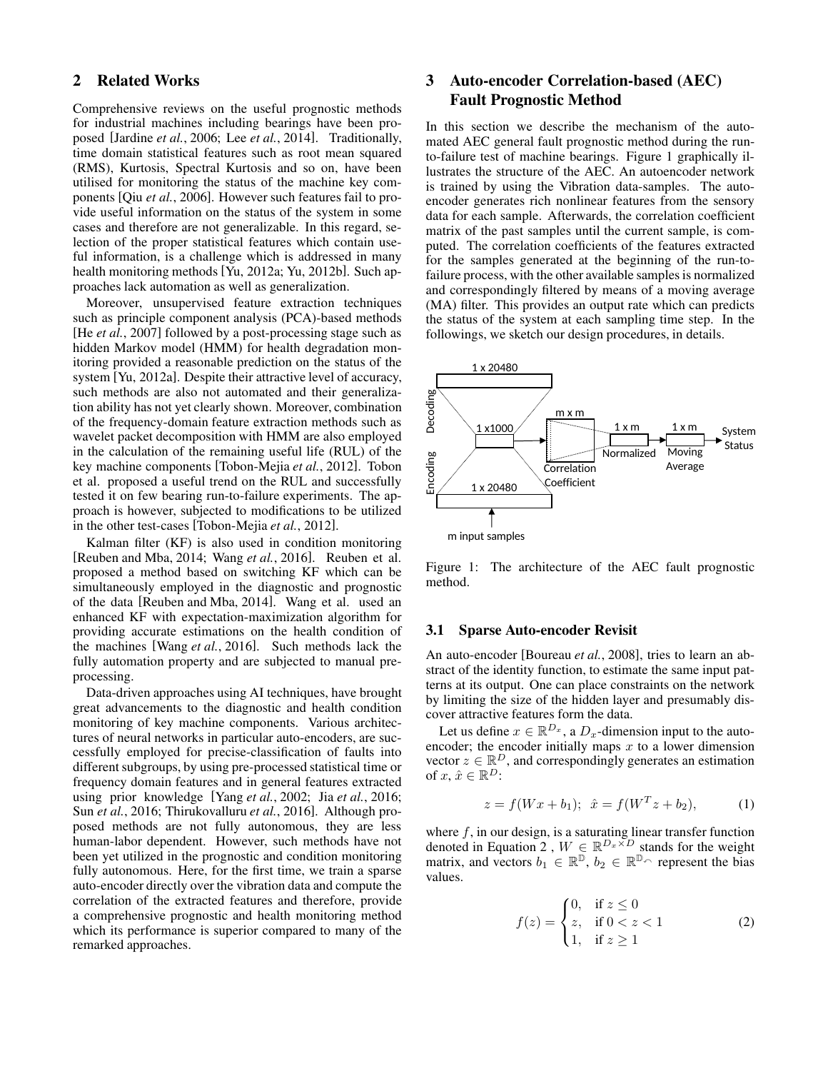## 2 Related Works

Comprehensive reviews on the useful prognostic methods for industrial machines including bearings have been proposed [Jardine *et al.*, 2006; Lee *et al.*, 2014]. Traditionally, time domain statistical features such as root mean squared (RMS), Kurtosis, Spectral Kurtosis and so on, have been utilised for monitoring the status of the machine key components [Qiu *et al.*, 2006]. However such features fail to provide useful information on the status of the system in some cases and therefore are not generalizable. In this regard, selection of the proper statistical features which contain useful information, is a challenge which is addressed in many health monitoring methods [Yu, 2012a; Yu, 2012b]. Such approaches lack automation as well as generalization.

Moreover, unsupervised feature extraction techniques such as principle component analysis (PCA)-based methods [He *et al.*, 2007] followed by a post-processing stage such as hidden Markov model (HMM) for health degradation monitoring provided a reasonable prediction on the status of the system [Yu, 2012a]. Despite their attractive level of accuracy, such methods are also not automated and their generalization ability has not yet clearly shown. Moreover, combination of the frequency-domain feature extraction methods such as wavelet packet decomposition with HMM are also employed in the calculation of the remaining useful life (RUL) of the key machine components [Tobon-Mejia *et al.*, 2012]. Tobon et al. proposed a useful trend on the RUL and successfully tested it on few bearing run-to-failure experiments. The approach is however, subjected to modifications to be utilized in the other test-cases [Tobon-Mejia *et al.*, 2012].

Kalman filter (KF) is also used in condition monitoring [Reuben and Mba, 2014; Wang *et al.*, 2016]. Reuben et al. proposed a method based on switching KF which can be simultaneously employed in the diagnostic and prognostic of the data [Reuben and Mba, 2014]. Wang et al. used an enhanced KF with expectation-maximization algorithm for providing accurate estimations on the health condition of the machines [Wang *et al.*, 2016]. Such methods lack the fully automation property and are subjected to manual preprocessing.

Data-driven approaches using AI techniques, have brought great advancements to the diagnostic and health condition monitoring of key machine components. Various architectures of neural networks in particular auto-encoders, are successfully employed for precise-classification of faults into different subgroups, by using pre-processed statistical time or frequency domain features and in general features extracted using prior knowledge [Yang *et al.*, 2002; Jia *et al.*, 2016; Sun *et al.*, 2016; Thirukovalluru *et al.*, 2016]. Although proposed methods are not fully autonomous, they are less human-labor dependent. However, such methods have not been yet utilized in the prognostic and condition monitoring fully autonomous. Here, for the first time, we train a sparse auto-encoder directly over the vibration data and compute the correlation of the extracted features and therefore, provide a comprehensive prognostic and health monitoring method which its performance is superior compared to many of the remarked approaches.

## 3 Auto-encoder Correlation-based (AEC) Fault Prognostic Method

In this section we describe the mechanism of the automated AEC general fault prognostic method during the run-to-failure test of machine bearings. Figure 1 graphically illustrates the structure of the AEC. An autoencoder network is trained by using the Vibration data-samples. The auto-encoder generates rich nonlinear features from the sensory data for each sample. Afterwards, the correlation coefficient matrix of the past samples until the current sample, is computed. The correlation coefficients of the features extracted for the samples generated at the beginning of the run-to-failure process, with the other available samples is normalized and correspondingly filtered by means of a moving average (MA) filter. This provides an output rate which can predicts the status of the system at each sampling time step. In the followings, we sketch our design procedures, in details.

Figure 1: The architecture of the AEC fault prognostic method.

### 3.1 Sparse Auto-encoder Revisit

An auto-encoder [Boureau *et al.*, 2008], tries to learn an abstract of the identity function, to estimate the same input patterns at its output. One can place constraints on the network by limiting the size of the hidden layer and presumably discover attractive features form the data.

Let us define $x \in \mathbb{R}^{D_x}$, a $D_x$-dimension input to the auto-encoder; the encoder initially maps $x$ to a lower dimension vector $z \in \mathbb{R}^D$, and correspondingly generates an estimation of $x$, $\hat{x} \in \mathbb{R}^D$:

$$z = f(Wx + b_1); \ \ \hat{x} = f(W^T z + b_2), \tag{1}$$

where $f$, in our design, is a saturating linear transfer function denoted in Equation 2 , $W \in \mathbb{R}^{D_x \times D}$ stands for the weight matrix, and vectors $b_1 \in \mathbb{R}^{\mathbb{D}}$, $b_2 \in \mathbb{R}^{\mathbb{D}_{\curvearrowleft}}$ represent the bias values.

$$f(z) = \begin{cases} 0, & \text{if } z \leq 0 \\ z, & \text{if } 0 < z < 1 \\ 1, & \text{if } z \geq 1 \end{cases} \tag{2}$$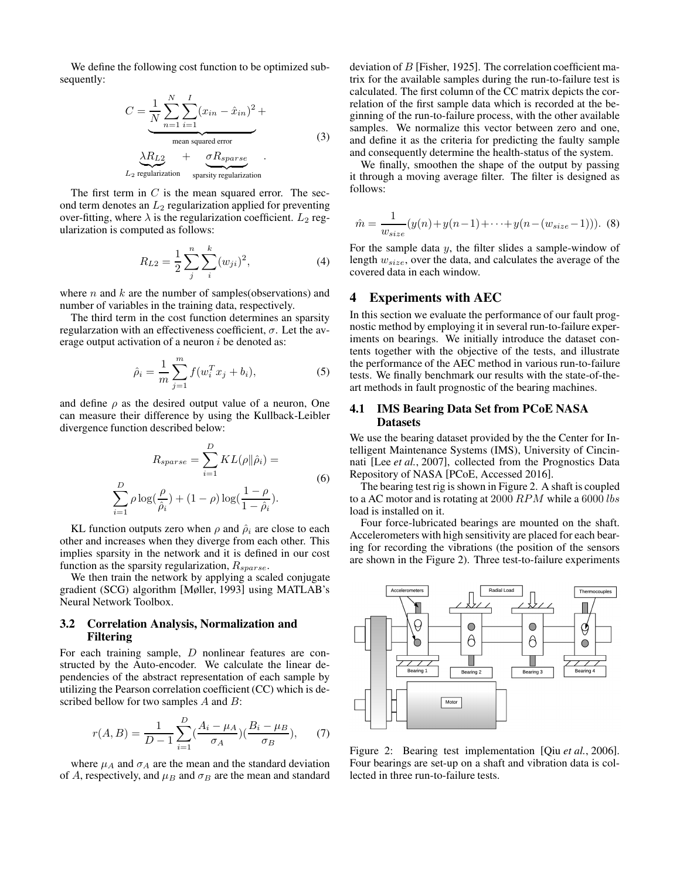We define the following cost function to be optimized subsequently:

$$C = \underbrace{\frac{1}{N}\sum_{n=1}^{N}\sum_{i=1}^{I}(x_{in} - \hat{x}_{in})^2}_{\text{mean squared error}} + \underbrace{\lambda R_{L2}}_{L_2 \text{ regularization}} + \underbrace{\sigma R_{sparse}}_{\text{sparsity regularization}} . \tag{3}$$

The first term in $C$ is the mean squared error. The second term denotes an $L_2$ regularization applied for preventing over-fitting, where $\lambda$ is the regularization coefficient. $L_2$ regularization is computed as follows:

$$R_{L2} = \frac{1}{2}\sum_{j}^{n}\sum_{i}^{k}(w_{ji})^2, \tag{4}$$

where $n$ and $k$ are the number of samples(observations) and number of variables in the training data, respectively.

The third term in the cost function determines an sparsity regularzation with an effectiveness coefficient, $\sigma$. Let the average output activation of a neuron $i$ be denoted as:

$$\hat{\rho}_i = \frac{1}{m}\sum_{j=1}^{m} f(w_i^T x_j + b_i), \tag{5}$$

and define $\rho$ as the desired output value of a neuron, One can measure their difference by using the Kullback-Leibler divergence function described below:

$$R_{sparse} = \sum_{i=1}^{D} KL(\rho \| \hat{\rho}_i) = \sum_{i=1}^{D} \rho \log(\frac{\rho}{\hat{\rho}_i}) + (1-\rho)\log(\frac{1-\rho}{1-\hat{\rho}_i}). \tag{6}$$

KL function outputs zero when $\rho$ and $\hat{\rho}_i$ are close to each other and increases when they diverge from each other. This implies sparsity in the network and it is defined in our cost function as the sparsity regularization, $R_{sparse}$.

We then train the network by applying a scaled conjugate gradient (SCG) algorithm [Møller, 1993] using MATLAB's Neural Network Toolbox.

### 3.2 Correlation Analysis, Normalization and Filtering

For each training sample, $D$ nonlinear features are constructed by the Auto-encoder. We calculate the linear dependencies of the abstract representation of each sample by utilizing the Pearson correlation coefficient (CC) which is described bellow for two samples $A$ and $B$:

$$r(A, B) = \frac{1}{D-1}\sum_{i=1}^{D}(\frac{A_i - \mu_A}{\sigma_A})(\frac{B_i - \mu_B}{\sigma_B}), \tag{7}$$

where $\mu_A$ and $\sigma_A$ are the mean and the standard deviation of $A$, respectively, and $\mu_B$ and $\sigma_B$ are the mean and standard deviation of $B$ [Fisher, 1925]. The correlation coefficient matrix for the available samples during the run-to-failure test is calculated. The first column of the CC matrix depicts the correlation of the first sample data which is recorded at the beginning of the run-to-failure process, with the other available samples. We normalize this vector between zero and one, and define it as the criteria for predicting the faulty sample and consequently determine the health-status of the system.

We finally, smoothen the shape of the output by passing it through a moving average filter. The filter is designed as follows:

$$\hat{m} = \frac{1}{w_{size}}(y(n) + y(n-1) + \cdots + y(n-(w_{size}-1))). \tag{8}$$

For the sample data $y$, the filter slides a sample-window of length $w_{size}$, over the data, and calculates the average of the covered data in each window.

## 4 Experiments with AEC

In this section we evaluate the performance of our fault prognostic method by employing it in several run-to-failure experiments on bearings. We initially introduce the dataset contents together with the objective of the tests, and illustrate the performance of the AEC method in various run-to-failure tests. We finally benchmark our results with the state-of-the-art methods in fault prognostic of the bearing machines.

### 4.1 IMS Bearing Data Set from PCoE NASA Datasets

We use the bearing dataset provided by the the Center for Intelligent Maintenance Systems (IMS), University of Cincinnati [Lee *et al.*, 2007], collected from the Prognostics Data Repository of NASA [PCoE, Accessed 2016].

The bearing test rig is shown in Figure 2. A shaft is coupled to a AC motor and is rotating at 2000 $RPM$ while a 6000 $lbs$ load is installed on it.

Four force-lubricated bearings are mounted on the shaft. Accelerometers with high sensitivity are placed for each bearing for recording the vibrations (the position of the sensors are shown in the Figure 2). Three test-to-failure experiments

Figure 2: Bearing test implementation [Qiu *et al.*, 2006]. Four bearings are set-up on a shaft and vibration data is collected in three run-to-failure tests.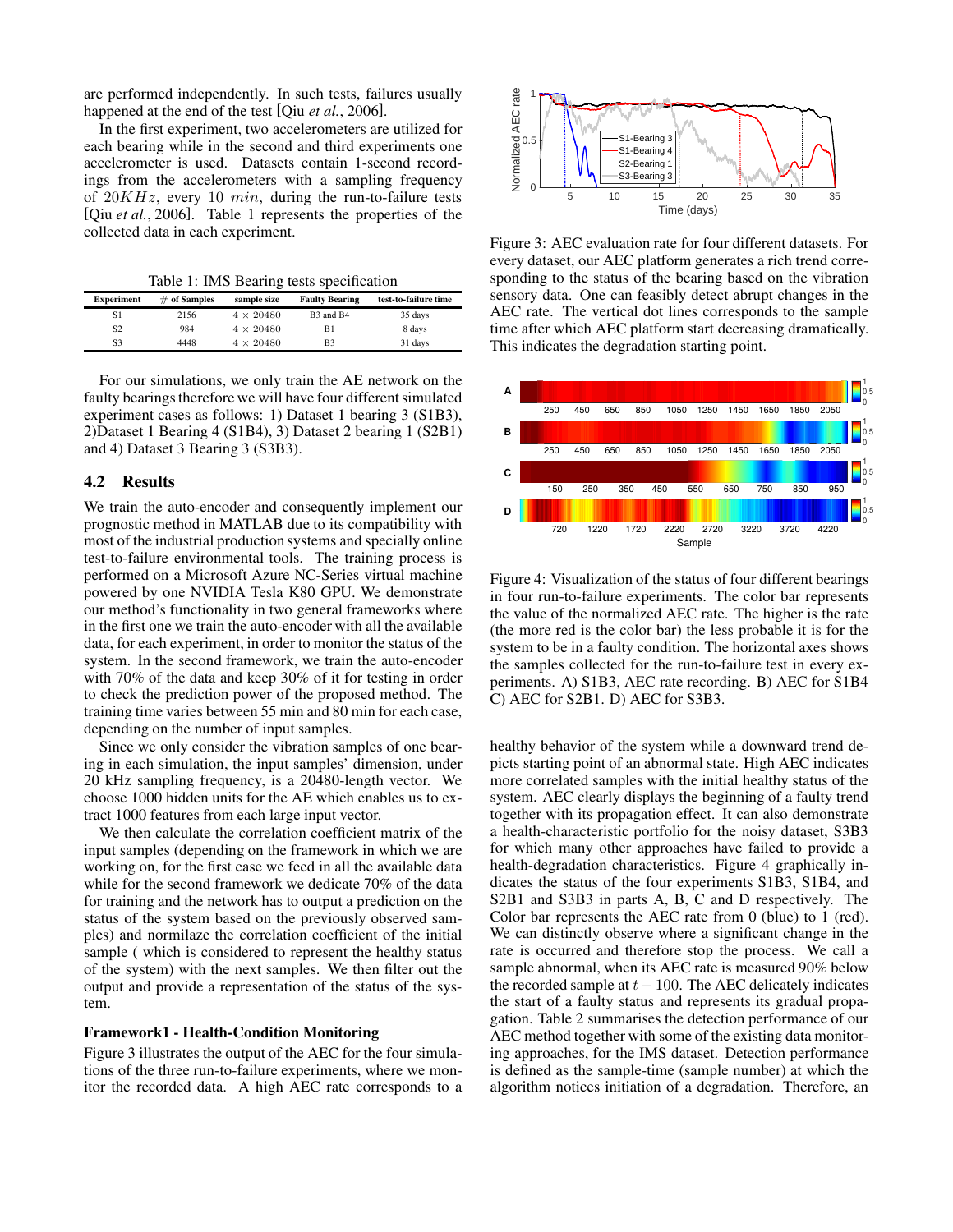are performed independently. In such tests, failures usually happened at the end of the test [Qiu *et al.*, 2006].

In the first experiment, two accelerometers are utilized for each bearing while in the second and third experiments one accelerometer is used. Datasets contain 1-second recordings from the accelerometers with a sampling frequency of $20KHz$, every $10$ $min$, during the run-to-failure tests [Qiu *et al.*, 2006]. Table 1 represents the properties of the collected data in each experiment.

Table 1: IMS Bearing tests specification

| Experiment | # of Samples | sample size | Faulty Bearing | test-to-failure time |
|---|---|---|---|---|
| S1 | 2156 | $4 \times 20480$ | B3 and B4 | 35 days |
| S2 | 984 | $4 \times 20480$ | B1 | 8 days |
| S3 | 4448 | $4 \times 20480$ | B3 | 31 days |

For our simulations, we only train the AE network on the faulty bearings therefore we will have four different simulated experiment cases as follows: 1) Dataset 1 bearing 3 (S1B3), 2)Dataset 1 Bearing 4 (S1B4), 3) Dataset 2 bearing 1 (S2B1) and 4) Dataset 3 Bearing 3 (S3B3).

## 4.2 Results

We train the auto-encoder and consequently implement our prognostic method in MATLAB due to its compatibility with most of the industrial production systems and specially online test-to-failure environmental tools. The training process is performed on a Microsoft Azure NC-Series virtual machine powered by one NVIDIA Tesla K80 GPU. We demonstrate our method's functionality in two general frameworks where in the first one we train the auto-encoder with all the available data, for each experiment, in order to monitor the status of the system. In the second framework, we train the auto-encoder with 70% of the data and keep 30% of it for testing in order to check the prediction power of the proposed method. The training time varies between 55 min and 80 min for each case, depending on the number of input samples.

Since we only consider the vibration samples of one bearing in each simulation, the input samples' dimension, under 20 kHz sampling frequency, is a 20480-length vector. We choose 1000 hidden units for the AE which enables us to extract 1000 features from each large input vector.

We then calculate the correlation coefficient matrix of the input samples (depending on the framework in which we are working on, for the first case we feed in all the available data while for the second framework we dedicate 70% of the data for training and the network has to output a prediction on the status of the system based on the previously observed samples) and normilaze the correlation coefficient of the initial sample ( which is considered to represent the healthy status of the system) with the next samples. We then filter out the output and provide a representation of the status of the system.

### Framework1 - Health-Condition Monitoring

Figure 3 illustrates the output of the AEC for the four simulations of the three run-to-failure experiments, where we monitor the recorded data. A high AEC rate corresponds to a healthy behavior of the system while a downward trend depicts starting point of an abnormal state. High AEC indicates more correlated samples with the initial healthy status of the system. AEC clearly displays the beginning of a faulty trend together with its propagation effect. It can also demonstrate a health-characteristic portfolio for the noisy dataset, S3B3 for which many other approaches have failed to provide a health-degradation characteristics. Figure 4 graphically indicates the status of the four experiments S1B3, S1B4, and S2B1 and S3B3 in parts A, B, C and D respectively. The Color bar represents the AEC rate from 0 (blue) to 1 (red). We can distinctly observe where a significant change in the rate is occurred and therefore stop the process. We call a sample abnormal, when its AEC rate is measured 90% below the recorded sample at $t - 100$. The AEC delicately indicates the start of a faulty status and represents its gradual propagation. Table 2 summarises the detection performance of our AEC method together with some of the existing data monitoring approaches, for the IMS dataset. Detection performance is defined as the sample-time (sample number) at which the algorithm notices initiation of a degradation. Therefore, an

Figure 3: AEC evaluation rate for four different datasets. For every dataset, our AEC platform generates a rich trend corresponding to the status of the bearing based on the vibration sensory data. One can feasibly detect abrupt changes in the AEC rate. The vertical dot lines corresponds to the sample time after which AEC platform start decreasing dramatically. This indicates the degradation starting point.

Figure 4: Visualization of the status of four different bearings in four run-to-failure experiments. The color bar represents the value of the normalized AEC rate. The higher is the rate (the more red is the color bar) the less probable it is for the system to be in a faulty condition. The horizontal axes shows the samples collected for the run-to-failure test in every experiments. A) S1B3, AEC rate recording. B) AEC for S1B4 C) AEC for S2B1. D) AEC for S3B3.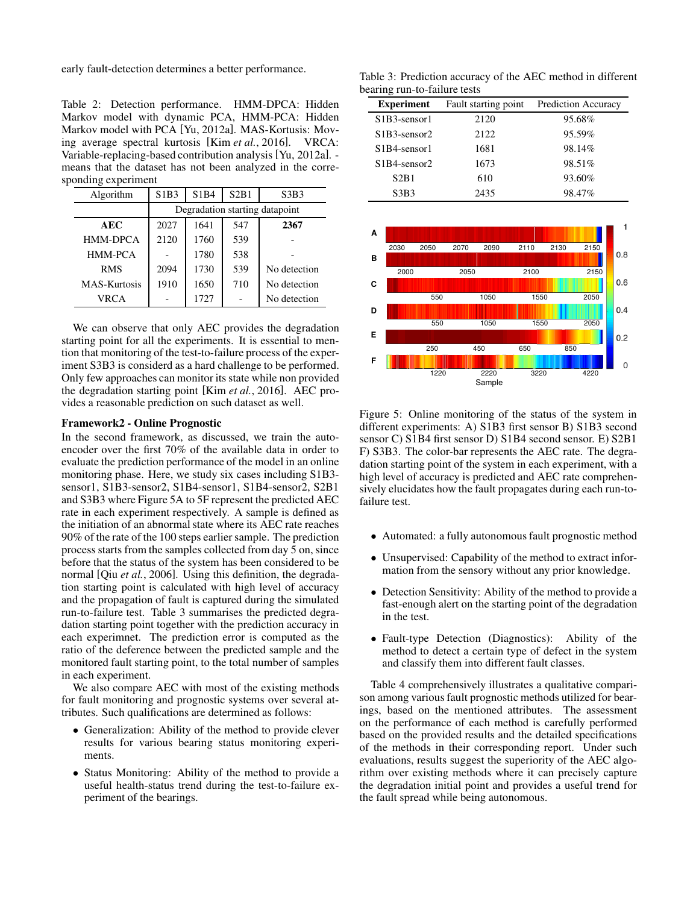early fault-detection determines a better performance.

Table 2: Detection performance. HMM-DPCA: Hidden Markov model with dynamic PCA, HMM-PCA: Hidden Markov model with PCA [Yu, 2012a]. MAS-Kortusis: Moving average spectral kurtosis [Kim *et al.*, 2016]. VRCA: Variable-replacing-based contribution analysis [Yu, 2012a]. - means that the dataset has not been analyzed in the corresponding experiment

| Algorithm | S1B3 | S1B4 | S2B1 | S3B3 |
|---|---|---|---|---|
| | Degradation starting datapoint | | | |
| **AEC** | 2027 | 1641 | 547 | **2367** |
| HMM-DPCA | 2120 | 1760 | 539 | - |
| HMM-PCA | - | 1780 | 538 | - |
| RMS | 2094 | 1730 | 539 | No detection |
| MAS-Kurtosis | 1910 | 1650 | 710 | No detection |
| VRCA | - | 1727 | - | No detection |

We can observe that only AEC provides the degradation starting point for all the experiments. It is essential to mention that monitoring of the test-to-failure process of the experiment S3B3 is considerd as a hard challenge to be performed. Only few approaches can monitor its state while non provided the degradation starting point [Kim *et al.*, 2016]. AEC provides a reasonable prediction on such dataset as well.

**Framework2 - Online Prognostic**

In the second framework, as discussed, we train the autoencoder over the first 70% of the available data in order to evaluate the prediction performance of the model in an online monitoring phase. Here, we study six cases including S1B3-sensor1, S1B3-sensor2, S1B4-sensor1, S1B4-sensor2, S2B1 and S3B3 where Figure 5A to 5F represent the predicted AEC rate in each experiment respectively. A sample is defined as the initiation of an abnormal state where its AEC rate reaches 90% of the rate of the 100 steps earlier sample. The prediction process starts from the samples collected from day 5 on, since before that the status of the system has been considered to be normal [Qiu *et al.*, 2006]. Using this definition, the degradation starting point is calculated with high level of accuracy and the propagation of fault is captured during the simulated run-to-failure test. Table 3 summarises the predicted degradation starting point together with the prediction accuracy in each experimnet. The prediction error is computed as the ratio of the deference between the predicted sample and the monitored fault starting point, to the total number of samples in each experiment.

We also compare AEC with most of the existing methods for fault monitoring and prognostic systems over several attributes. Such qualifications are determined as follows:

- Generalization: Ability of the method to provide clever results for various bearing status monitoring experiments.
- Status Monitoring: Ability of the method to provide a useful health-status trend during the test-to-failure experiment of the bearings.

Table 3: Prediction accuracy of the AEC method in different bearing run-to-failure tests

| Experiment | Fault starting point | Prediction Accuracy |
|---|---|---|
| S1B3-sensor1 | 2120 | 95.68% |
| S1B3-sensor2 | 2122 | 95.59% |
| S1B4-sensor1 | 1681 | 98.14% |
| S1B4-sensor2 | 1673 | 98.51% |
| S2B1 | 610 | 93.60% |
| S3B3 | 2435 | 98.47% |

Figure 5: Online monitoring of the status of the system in different experiments: A) S1B3 first sensor B) S1B3 second sensor C) S1B4 first sensor D) S1B4 second sensor. E) S2B1 F) S3B3. The color-bar represents the AEC rate. The degradation starting point of the system in each experiment, with a high level of accuracy is predicted and AEC rate comprehensively elucidates how the fault propagates during each run-to-failure test.

- Automated: a fully autonomous fault prognostic method
- Unsupervised: Capability of the method to extract information from the sensory without any prior knowledge.
- Detection Sensitivity: Ability of the method to provide a fast-enough alert on the starting point of the degradation in the test.
- Fault-type Detection (Diagnostics): Ability of the method to detect a certain type of defect in the system and classify them into different fault classes.

Table 4 comprehensively illustrates a qualitative comparison among various fault prognostic methods utilized for bearings, based on the mentioned attributes. The assessment on the performance of each method is carefully performed based on the provided results and the detailed specifications of the methods in their corresponding report. Under such evaluations, results suggest the superiority of the AEC algorithm over existing methods where it can precisely capture the degradation initial point and provides a useful trend for the fault spread while being autonomous.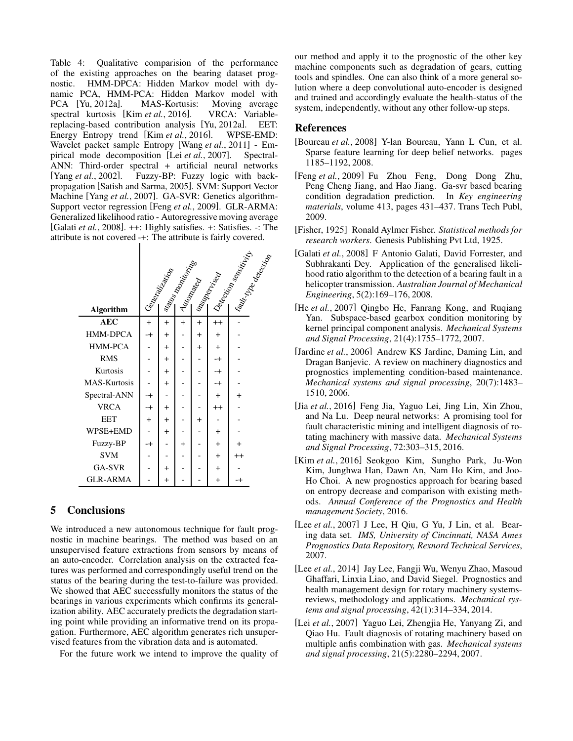Table 4: Qualitative comparision of the performance of the existing approaches on the bearing dataset prognostic. HMM-DPCA: Hidden Markov model with dynamic PCA, HMM-PCA: Hidden Markov model with PCA [Yu, 2012a]. MAS-Kortusis: Moving average spectral kurtosis [Kim *et al.*, 2016]. VRCA: Variable-replacing-based contribution analysis [Yu, 2012a]. EET: Energy Entropy trend [Kim *et al.*, 2016]. WPSE-EMD: Wavelet packet sample Entropy [Wang *et al.*, 2011] - Empirical mode decomposition [Lei *et al.*, 2007]. Spectral-ANN: Third-order spectral + artificial neural networks [Yang *et al.*, 2002]. Fuzzy-BP: Fuzzy logic with back-propagation [Satish and Sarma, 2005]. SVM: Support Vector Machine [Yang *et al.*, 2007]. GA-SVR: Genetics algorithm-Support vector regression [Feng *et al.*, 2009]. GLR-ARMA: Generalized likelihood ratio - Autoregressive moving average [Galati *et al.*, 2008]. ++: Highly satisfies. +: Satisfies. -: The attribute is not covered -+: The attribute is fairly covered.

| **Algorithm** | Generalization | Status monitoring | Automated | unsupervised | Detection sensitivity | fault-type detection |
|---|---|---|---|---|---|---|
| **AEC** | + | + | + | + | ++ | - |
| HMM-DPCA | -+ | + | - | + | + | - |
| HMM-PCA | - | + | - | + | + | - |
| RMS | - | + | - | - | -+ | - |
| Kurtosis | - | + | - | - | -+ | - |
| MAS-Kurtosis | - | + | - | - | -+ | - |
| Spectral-ANN | -+ | - | - | - | + | + |
| VRCA | -+ | + | - | - | ++ | - |
| EET | + | + | - | + | - | - |
| WPSE+EMD | - | + | - | - | + | - |
| Fuzzy-BP | -+ | - | + | - | + | + |
| SVM | - | - | - | - | + | ++ |
| GA-SVR | - | + | - | - | + | - |
| GLR-ARMA | - | + | - | - | + | -+ |

## 5 Conclusions

We introduced a new autonomous technique for fault prognostic in machine bearings. The method was based on an unsupervised feature extractions from sensors by means of an auto-encoder. Correlation analysis on the extracted features was performed and correspondingly useful trend on the status of the bearing during the test-to-failure was provided. We showed that AEC successfully monitors the status of the bearings in various experiments which confirms its generalization ability. AEC accurately predicts the degradation starting point while providing an informative trend on its propagation. Furthermore, AEC algorithm generates rich unsupervised features from the vibration data and is automated.

For the future work we intend to improve the quality of our method and apply it to the prognostic of the other key machine components such as degradation of gears, cutting tools and spindles. One can also think of a more general solution where a deep convolutional auto-encoder is designed and trained and accordingly evaluate the health-status of the system, independently, without any other follow-up steps.

## References

[Boureau *et al.*, 2008] Y-lan Boureau, Yann L Cun, et al. Sparse feature learning for deep belief networks. pages 1185–1192, 2008.

[Feng *et al.*, 2009] Fu Zhou Feng, Dong Dong Zhu, Peng Cheng Jiang, and Hao Jiang. Ga-svr based bearing condition degradation prediction. In *Key engineering materials*, volume 413, pages 431–437. Trans Tech Publ, 2009.

[Fisher, 1925] Ronald Aylmer Fisher. *Statistical methods for research workers*. Genesis Publishing Pvt Ltd, 1925.

[Galati *et al.*, 2008] F Antonio Galati, David Forrester, and Subhrakanti Dey. Application of the generalised likelihood ratio algorithm to the detection of a bearing fault in a helicopter transmission. *Australian Journal of Mechanical Engineering*, 5(2):169–176, 2008.

[He *et al.*, 2007] Qingbo He, Fanrang Kong, and Ruqiang Yan. Subspace-based gearbox condition monitoring by kernel principal component analysis. *Mechanical Systems and Signal Processing*, 21(4):1755–1772, 2007.

[Jardine *et al.*, 2006] Andrew KS Jardine, Daming Lin, and Dragan Banjevic. A review on machinery diagnostics and prognostics implementing condition-based maintenance. *Mechanical systems and signal processing*, 20(7):1483–1510, 2006.

[Jia *et al.*, 2016] Feng Jia, Yaguo Lei, Jing Lin, Xin Zhou, and Na Lu. Deep neural networks: A promising tool for fault characteristic mining and intelligent diagnosis of rotating machinery with massive data. *Mechanical Systems and Signal Processing*, 72:303–315, 2016.

[Kim *et al.*, 2016] Seokgoo Kim, Sungho Park, Ju-Won Kim, Junghwa Han, Dawn An, Nam Ho Kim, and Joo-Ho Choi. A new prognostics approach for bearing based on entropy decrease and comparison with existing methods. *Annual Conference of the Prognostics and Health management Society*, 2016.

[Lee *et al.*, 2007] J Lee, H Qiu, G Yu, J Lin, et al. Bearing data set. *IMS, University of Cincinnati, NASA Ames Prognostics Data Repository, Rexnord Technical Services*, 2007.

[Lee *et al.*, 2014] Jay Lee, Fangji Wu, Wenyu Zhao, Masoud Ghaffari, Linxia Liao, and David Siegel. Prognostics and health management design for rotary machinery systems-reviews, methodology and applications. *Mechanical systems and signal processing*, 42(1):314–334, 2014.

[Lei *et al.*, 2007] Yaguo Lei, Zhengjia He, Yanyang Zi, and Qiao Hu. Fault diagnosis of rotating machinery based on multiple anfis combination with gas. *Mechanical systems and signal processing*, 21(5):2280–2294, 2007.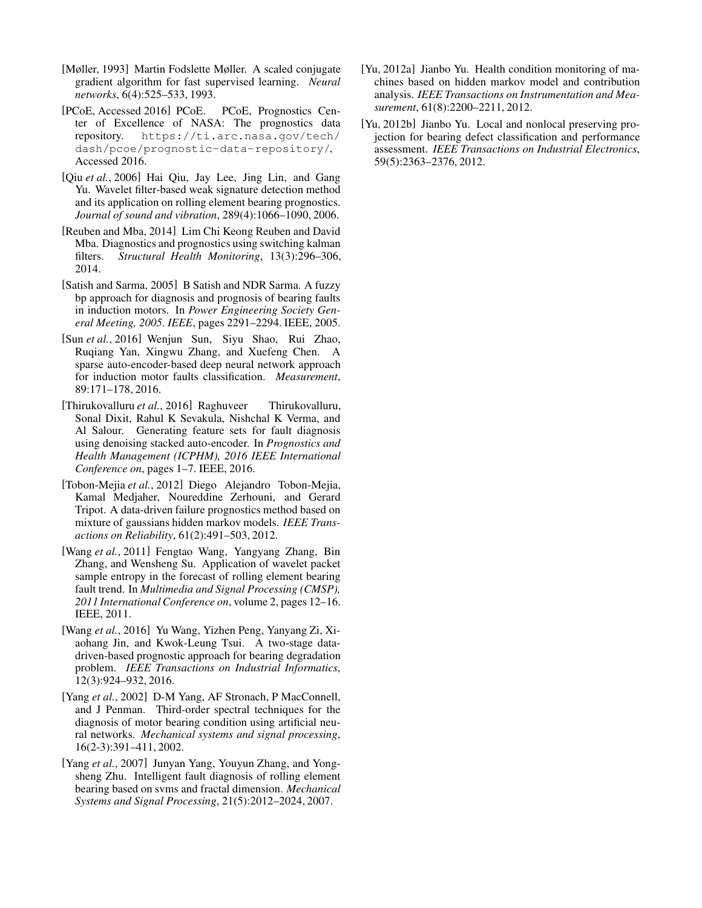[Møller, 1993] Martin Fodslette Møller. A scaled conjugate gradient algorithm for fast supervised learning. *Neural networks*, 6(4):525–533, 1993.

[PCoE, Accessed 2016] PCoE. PCoE, Prognostics Center of Excellence of NASA: The prognostics data repository. `https://ti.arc.nasa.gov/tech/dash/pcoe/prognostic-data-repository/`, Accessed 2016.

[Qiu *et al.*, 2006] Hai Qiu, Jay Lee, Jing Lin, and Gang Yu. Wavelet filter-based weak signature detection method and its application on rolling element bearing prognostics. *Journal of sound and vibration*, 289(4):1066–1090, 2006.

[Reuben and Mba, 2014] Lim Chi Keong Reuben and David Mba. Diagnostics and prognostics using switching kalman filters. *Structural Health Monitoring*, 13(3):296–306, 2014.

[Satish and Sarma, 2005] B Satish and NDR Sarma. A fuzzy bp approach for diagnosis and prognosis of bearing faults in induction motors. In *Power Engineering Society General Meeting, 2005. IEEE*, pages 2291–2294. IEEE, 2005.

[Sun *et al.*, 2016] Wenjun Sun, Siyu Shao, Rui Zhao, Ruqiang Yan, Xingwu Zhang, and Xuefeng Chen. A sparse auto-encoder-based deep neural network approach for induction motor faults classification. *Measurement*, 89:171–178, 2016.

[Thirukovalluru *et al.*, 2016] Raghuveer Thirukovalluru, Sonal Dixit, Rahul K Sevakula, Nishchal K Verma, and Al Salour. Generating feature sets for fault diagnosis using denoising stacked auto-encoder. In *Prognostics and Health Management (ICPHM), 2016 IEEE International Conference on*, pages 1–7. IEEE, 2016.

[Tobon-Mejia *et al.*, 2012] Diego Alejandro Tobon-Mejia, Kamal Medjaher, Noureddine Zerhouni, and Gerard Tripot. A data-driven failure prognostics method based on mixture of gaussians hidden markov models. *IEEE Transactions on Reliability*, 61(2):491–503, 2012.

[Wang *et al.*, 2011] Fengtao Wang, Yangyang Zhang, Bin Zhang, and Wensheng Su. Application of wavelet packet sample entropy in the forecast of rolling element bearing fault trend. In *Multimedia and Signal Processing (CMSP), 2011 International Conference on*, volume 2, pages 12–16. IEEE, 2011.

[Wang *et al.*, 2016] Yu Wang, Yizhen Peng, Yanyang Zi, Xiaohang Jin, and Kwok-Leung Tsui. A two-stage data-driven-based prognostic approach for bearing degradation problem. *IEEE Transactions on Industrial Informatics*, 12(3):924–932, 2016.

[Yang *et al.*, 2002] D-M Yang, AF Stronach, P MacConnell, and J Penman. Third-order spectral techniques for the diagnosis of motor bearing condition using artificial neural networks. *Mechanical systems and signal processing*, 16(2-3):391–411, 2002.

[Yang *et al.*, 2007] Junyan Yang, Youyun Zhang, and Yongsheng Zhu. Intelligent fault diagnosis of rolling element bearing based on svms and fractal dimension. *Mechanical Systems and Signal Processing*, 21(5):2012–2024, 2007.

[Yu, 2012a] Jianbo Yu. Health condition monitoring of machines based on hidden markov model and contribution analysis. *IEEE Transactions on Instrumentation and Measurement*, 61(8):2200–2211, 2012.

[Yu, 2012b] Jianbo Yu. Local and nonlocal preserving projection for bearing defect classification and performance assessment. *IEEE Transactions on Industrial Electronics*, 59(5):2363–2376, 2012.